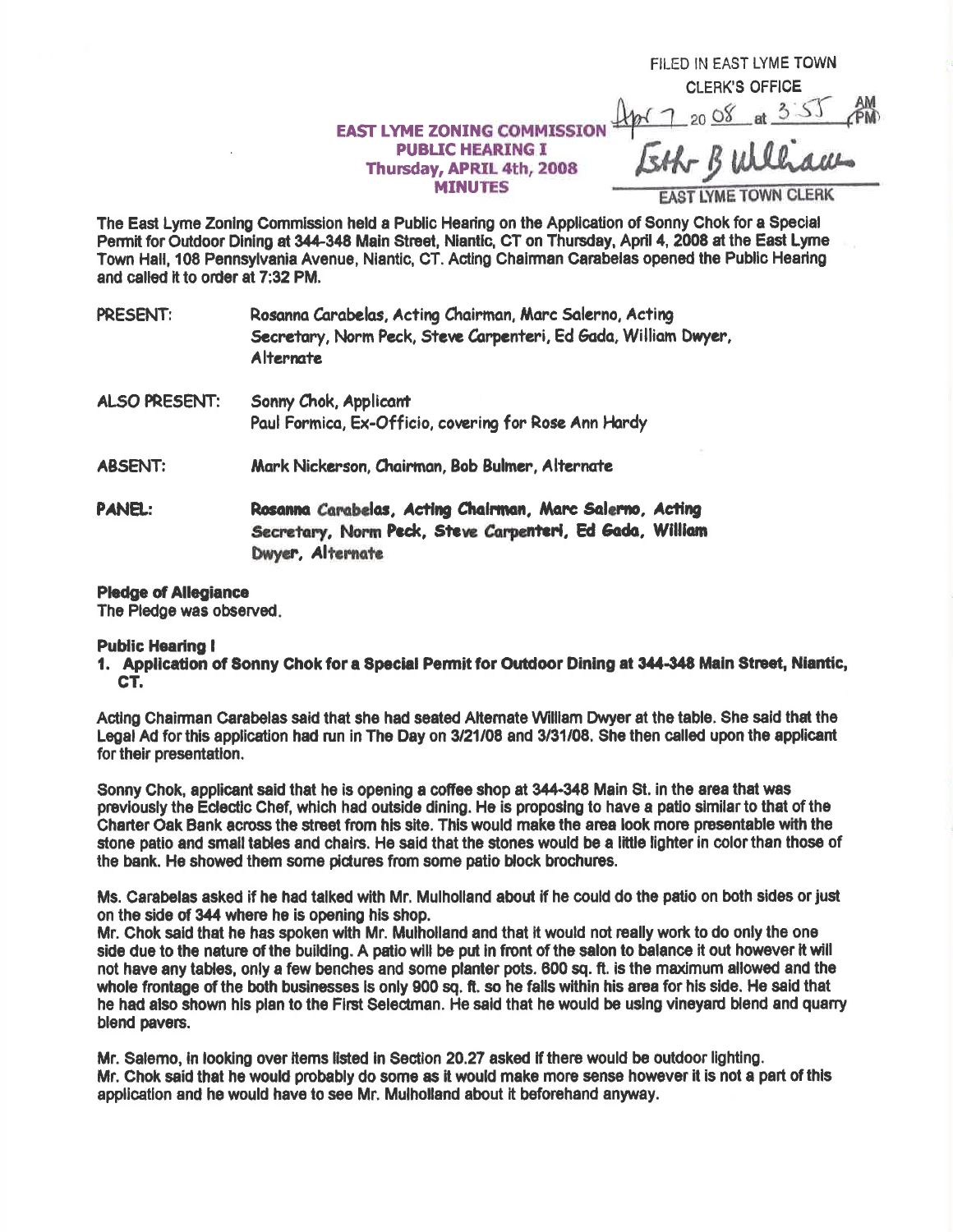FILED IN EAST LYME TOWN CLERK'S OFFICE
Apr 7 2008 at 3:55 PM
Esther B Williams
EAST LYME TOWN CLERK

**EAST LYME ZONING COMMISSION**
**PUBLIC HEARING I**
**Thursday, APRIL 4th, 2008**
**MINUTES**

The East Lyme Zoning Commission held a Public Hearing on the Application of Sonny Chok for a Special Permit for Outdoor Dining at 344-348 Main Street, Niantic, CT on Thursday, April 4, 2008 at the East Lyme Town Hall, 108 Pennsylvania Avenue, Niantic, CT. Acting Chairman Carabelas opened the Public Hearing and called it to order at 7:32 PM.

PRESENT: Rosanna Carabelas, Acting Chairman, Marc Salerno, Acting Secretary, Norm Peck, Steve Carpenteri, Ed Gada, William Dwyer, Alternate

ALSO PRESENT: Sonny Chok, Applicant
Paul Formica, Ex-Officio, covering for Rose Ann Hardy

ABSENT: Mark Nickerson, Chairman, Bob Bulmer, Alternate

PANEL: **Rosanna Carabelas, Acting Chairman, Marc Salerno, Acting Secretary, Norm Peck, Steve Carpenteri, Ed Gada, William Dwyer, Alternate**

**Pledge of Allegiance**
The Pledge was observed.

**Public Hearing I**
1. **Application of Sonny Chok for a Special Permit for Outdoor Dining at 344-348 Main Street, Niantic, CT.**

Acting Chairman Carabelas said that she had seated Alternate William Dwyer at the table. She said that the Legal Ad for this application had run in The Day on 3/21/08 and 3/31/08. She then called upon the applicant for their presentation.

Sonny Chok, applicant said that he is opening a coffee shop at 344-348 Main St. in the area that was previously the Eclectic Chef, which had outside dining. He is proposing to have a patio similar to that of the Charter Oak Bank across the street from his site. This would make the area look more presentable with the stone patio and small tables and chairs. He said that the stones would be a little lighter in color than those of the bank. He showed them some pictures from some patio block brochures.

Ms. Carabelas asked if he had talked with Mr. Mulholland about if he could do the patio on both sides or just on the side of 344 where he is opening his shop.
Mr. Chok said that he has spoken with Mr. Mulholland and that it would not really work to do only the one side due to the nature of the building. A patio will be put in front of the salon to balance it out however it will not have any tables, only a few benches and some planter pots. 600 sq. ft. is the maximum allowed and the whole frontage of the both businesses is only 900 sq. ft. so he falls within his area for his side. He said that he had also shown his plan to the First Selectman. He said that he would be using vineyard blend and quarry blend pavers.

Mr. Salerno, in looking over items listed in Section 20.27 asked if there would be outdoor lighting.
Mr. Chok said that he would probably do some as it would make more sense however it is not a part of this application and he would have to see Mr. Mulholland about it beforehand anyway.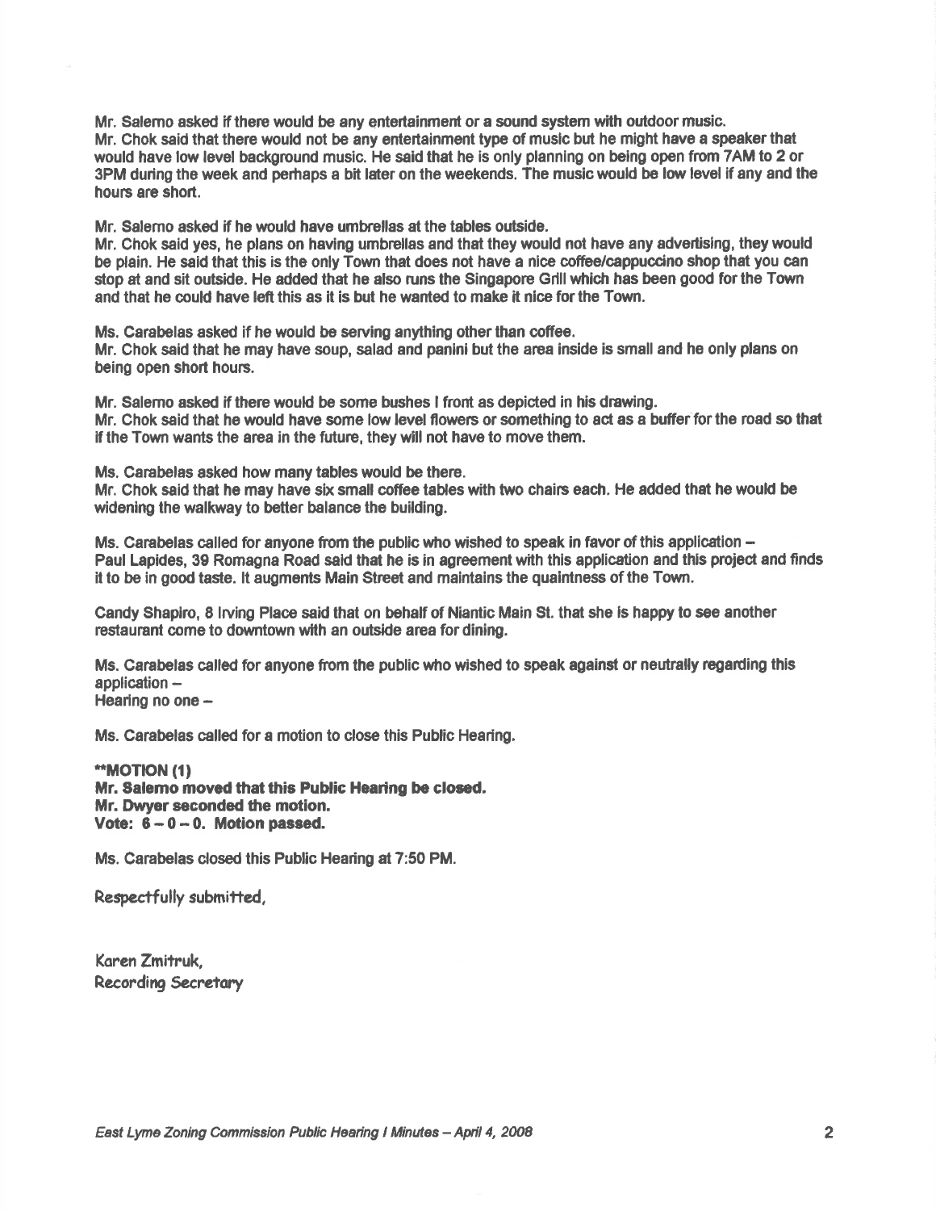Mr. Salerno asked if there would be any entertainment or a sound system with outdoor music.
Mr. Chok said that there would not be any entertainment type of music but he might have a speaker that would have low level background music. He said that he is only planning on being open from 7AM to 2 or 3PM during the week and perhaps a bit later on the weekends. The music would be low level if any and the hours are short.

Mr. Salerno asked if he would have umbrellas at the tables outside.
Mr. Chok said yes, he plans on having umbrellas and that they would not have any advertising, they would be plain. He said that this is the only Town that does not have a nice coffee/cappuccino shop that you can stop at and sit outside. He added that he also runs the Singapore Grill which has been good for the Town and that he could have left this as it is but he wanted to make it nice for the Town.

Ms. Carabelas asked if he would be serving anything other than coffee.
Mr. Chok said that he may have soup, salad and panini but the area inside is small and he only plans on being open short hours.

Mr. Salerno asked if there would be some bushes I front as depicted in his drawing.
Mr. Chok said that he would have some low level flowers or something to act as a buffer for the road so that if the Town wants the area in the future, they will not have to move them.

Ms. Carabelas asked how many tables would be there.
Mr. Chok said that he may have six small coffee tables with two chairs each. He added that he would be widening the walkway to better balance the building.

Ms. Carabelas called for anyone from the public who wished to speak in favor of this application –
Paul Lapides, 39 Romagna Road said that he is in agreement with this application and this project and finds it to be in good taste. It augments Main Street and maintains the quaintness of the Town.

Candy Shapiro, 8 Irving Place said that on behalf of Niantic Main St. that she is happy to see another restaurant come to downtown with an outside area for dining.

Ms. Carabelas called for anyone from the public who wished to speak against or neutrally regarding this application –
Hearing no one –

Ms. Carabelas called for a motion to close this Public Hearing.

**\*\*MOTION (1)**
**Mr. Salerno moved that this Public Hearing be closed.**
**Mr. Dwyer seconded the motion.**
**Vote: 6 – 0 – 0. Motion passed.**

Ms. Carabelas closed this Public Hearing at 7:50 PM.

Respectfully submitted,

Karen Zmitruk,
Recording Secretary